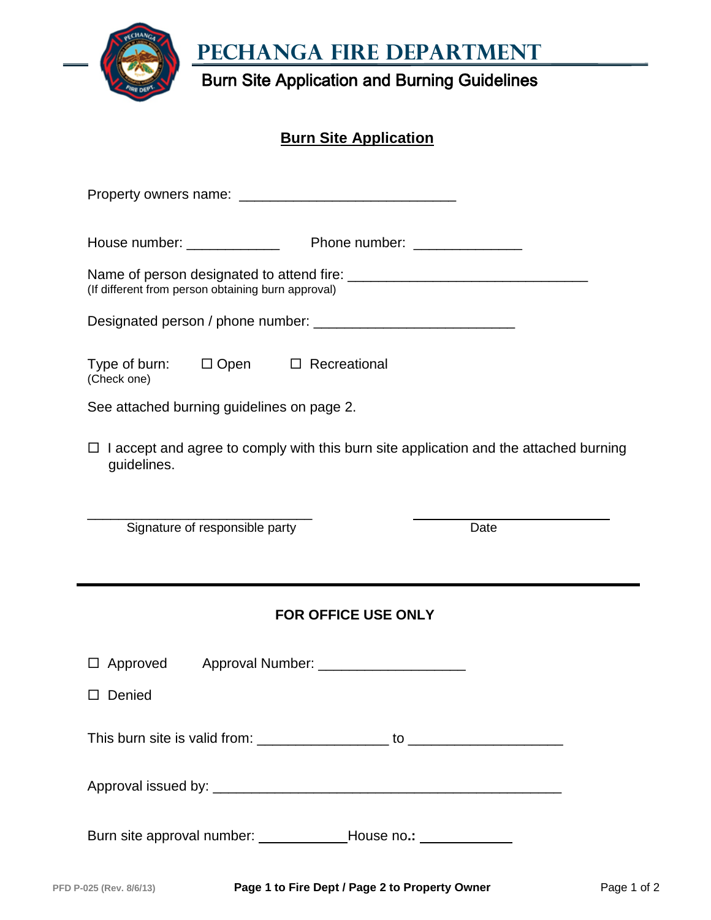# PECHANGA FIRE DEPARTMENT

## Burn Site Application and Burning Guidelines

### Burn Site Application

Property owners name: ___________________________

House number: ____________ Phone number: ______________

Name of person designated to attend fire: ______________________________
(If different from person obtaining burn approval)

Designated person / phone number: _________________________

Type of burn: ☐ Open ☐ Recreational
(Check one)

See attached burning guidelines on page 2.

☐ I accept and agree to comply with this burn site application and the attached burning guidelines.

____________________________ ____________________________
Signature of responsible party Date

---

**FOR OFFICE USE ONLY**

☐ Approved Approval Number: ___________________

☐ Denied

This burn site is valid from: ________________ to ___________________

Approval issued by: ____________________________________________

Burn site approval number: ___________ House no.: ___________

PFD P-025 (Rev. 8/6/13) **Page 1 to Fire Dept / Page 2 to Property Owner**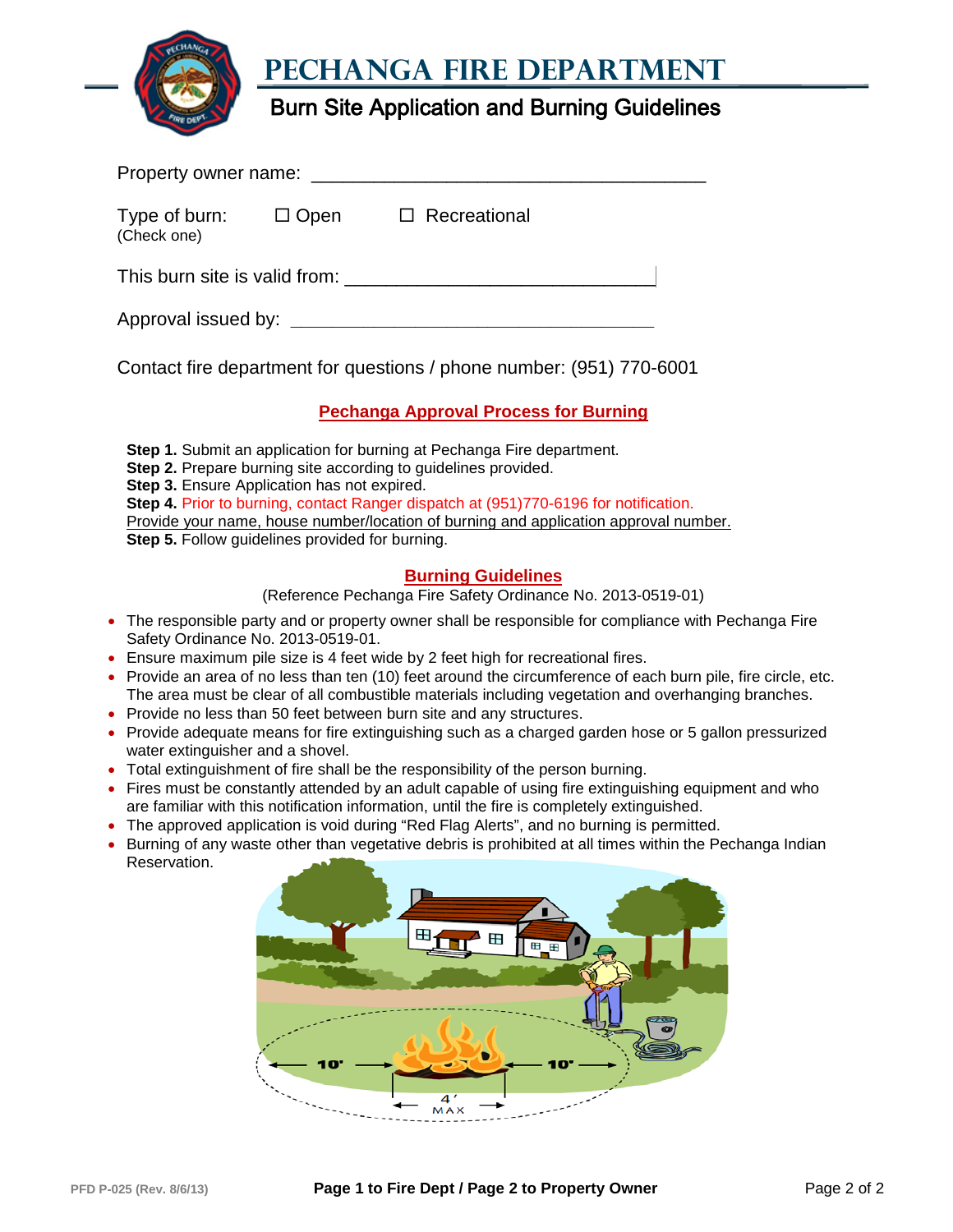# PECHANGA FIRE DEPARTMENT

## Burn Site Application and Burning Guidelines

Property owner name: ______________________________________

Type of burn: ☐ Open ☐ Recreational
(Check one)

This burn site is valid from: ______________________________

Approval issued by: ___________________________________

Contact fire department for questions / phone number: (951) 770-6001

### Pechanga Approval Process for Burning

**Step 1.** Submit an application for burning at Pechanga Fire department.
**Step 2.** Prepare burning site according to guidelines provided.
**Step 3.** Ensure Application has not expired.
**Step 4.** Prior to burning, contact Ranger dispatch at (951)770-6196 for notification.
Provide your name, house number/location of burning and application approval number.
**Step 5.** Follow guidelines provided for burning.

### Burning Guidelines

(Reference Pechanga Fire Safety Ordinance No. 2013-0519-01)

- The responsible party and or property owner shall be responsible for compliance with Pechanga Fire Safety Ordinance No. 2013-0519-01.
- Ensure maximum pile size is 4 feet wide by 2 feet high for recreational fires.
- Provide an area of no less than ten (10) feet around the circumference of each burn pile, fire circle, etc. The area must be clear of all combustible materials including vegetation and overhanging branches.
- Provide no less than 50 feet between burn site and any structures.
- Provide adequate means for fire extinguishing such as a charged garden hose or 5 gallon pressurized water extinguisher and a shovel.
- Total extinguishment of fire shall be the responsibility of the person burning.
- Fires must be constantly attended by an adult capable of using fire extinguishing equipment and who are familiar with this notification information, until the fire is completely extinguished.
- The approved application is void during "Red Flag Alerts", and no burning is permitted.
- Burning of any waste other than vegetative debris is prohibited at all times within the Pechanga Indian Reservation.

10'
10'
4' MAX

PFD P-025 (Rev. 8/6/13)

**Page 1 to Fire Dept / Page 2 to Property Owner**